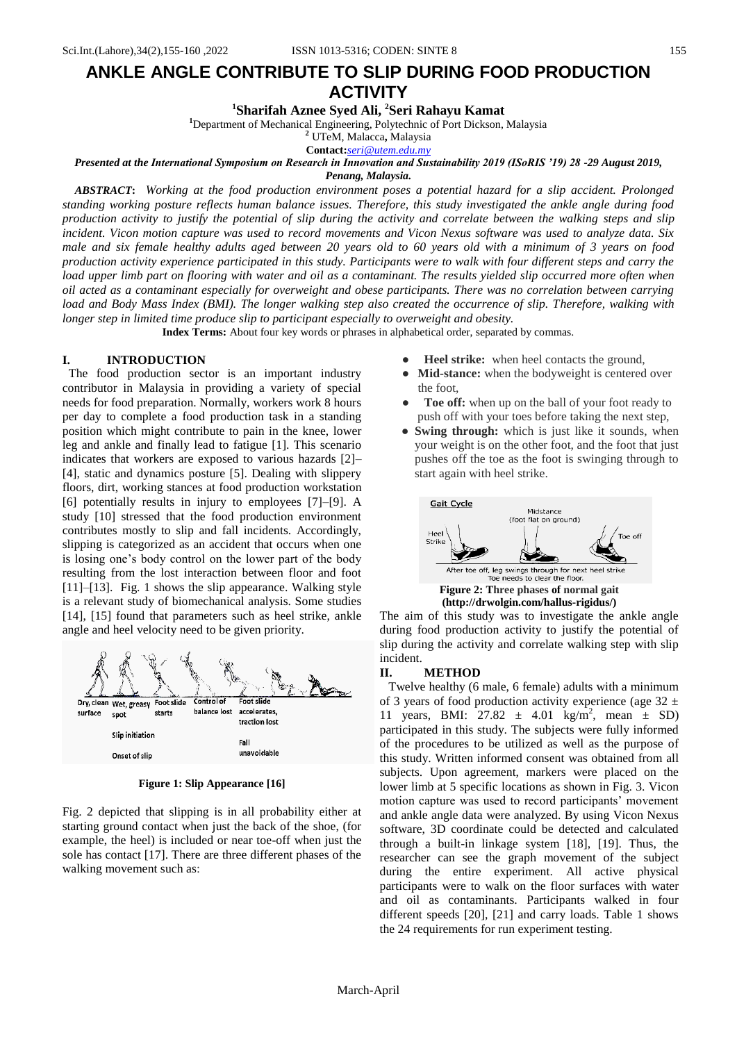# ANKLE ANGLE CONTRIBUTE TO SLIP DURING FOOD PRODUCTION ACTIVITY

**[1]Sharifah Aznee Syed Ali, [2]Seri Rahayu Kamat**

[1]Department of Mechanical Engineering, Polytechnic of Port Dickson, Malaysia
[2] UTeM, Malacca, Malaysia
**Contact:** seri@utem.edu.my

***Presented at the International Symposium on Research in Innovation and Sustainability 2019 (ISoRIS '19) 28 -29 August 2019, Penang, Malaysia.***

***ABSTRACT*:** *Working at the food production environment poses a potential hazard for a slip accident. Prolonged standing working posture reflects human balance issues. Therefore, this study investigated the ankle angle during food production activity to justify the potential of slip during the activity and correlate between the walking steps and slip incident. Vicon motion capture was used to record movements and Vicon Nexus software was used to analyze data. Six male and six female healthy adults aged between 20 years old to 60 years old with a minimum of 3 years on food production activity experience participated in this study. Participants were to walk with four different steps and carry the load upper limb part on flooring with water and oil as a contaminant. The results yielded slip occurred more often when oil acted as a contaminant especially for overweight and obese participants. There was no correlation between carrying load and Body Mass Index (BMI). The longer walking step also created the occurrence of slip. Therefore, walking with longer step in limited time produce slip to participant especially to overweight and obesity.*

**Index Terms:** About four key words or phrases in alphabetical order, separated by commas.

## I. INTRODUCTION

The food production sector is an important industry contributor in Malaysia in providing a variety of special needs for food preparation. Normally, workers work 8 hours per day to complete a food production task in a standing position which might contribute to pain in the knee, lower leg and ankle and finally lead to fatigue [1]. This scenario indicates that workers are exposed to various hazards [2]–[4], static and dynamics posture [5]. Dealing with slippery floors, dirt, working stances at food production workstation [6] potentially results in injury to employees [7]–[9]. A study [10] stressed that the food production environment contributes mostly to slip and fall incidents. Accordingly, slipping is categorized as an accident that occurs when one is losing one's body control on the lower part of the body resulting from the lost interaction between floor and foot [11]–[13]. Fig. 1 shows the slip appearance. Walking style is a relevant study of biomechanical analysis. Some studies [14], [15] found that parameters such as heel strike, ankle angle and heel velocity need to be given priority.

**Figure 1: Slip Appearance [16]**

Fig. 2 depicted that slipping is in all probability either at starting ground contact when just the back of the shoe, (for example, the heel) is included or near toe-off when just the sole has contact [17]. There are three different phases of the walking movement such as:

- **Heel strike:** when heel contacts the ground,
- **Mid-stance:** when the bodyweight is centered over the foot,
- **Toe off:** when up on the ball of your foot ready to push off with your toes before taking the next step,
- **Swing through:** which is just like it sounds, when your weight is on the other foot, and the foot that just pushes off the toe as the foot is swinging through to start again with heel strike.

**Figure 2: Three phases of normal gait (http://drwolgin.com/hallus-rigidus/)**

The aim of this study was to investigate the ankle angle during food production activity to justify the potential of slip during the activity and correlate walking step with slip incident.

## II. METHOD

Twelve healthy (6 male, 6 female) adults with a minimum of 3 years of food production activity experience (age 32 ± 11 years, BMI: 27.82 ± 4.01 $kg/m^2$, mean ± SD) participated in this study. The subjects were fully informed of the procedures to be utilized as well as the purpose of this study. Written informed consent was obtained from all subjects. Upon agreement, markers were placed on the lower limb at 5 specific locations as shown in Fig. 3. Vicon motion capture was used to record participants' movement and ankle angle data were analyzed. By using Vicon Nexus software, 3D coordinate could be detected and calculated through a built-in linkage system [18], [19]. Thus, the researcher can see the graph movement of the subject during the entire experiment. All active physical participants were to walk on the floor surfaces with water and oil as contaminants. Participants walked in four different speeds [20], [21] and carry loads. Table 1 shows the 24 requirements for run experiment testing.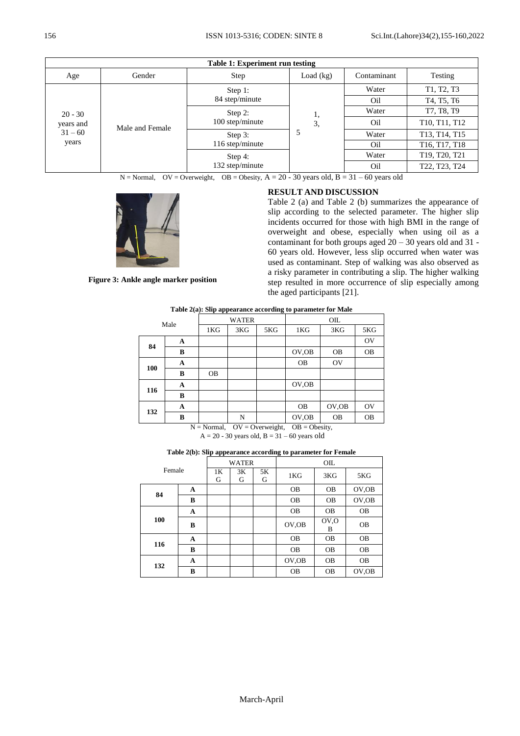**Table 1: Experiment run testing**

| Age | Gender | Step | Load (kg) | Contaminant | Testing |
|---|---|---|---|---|---|
| 20 - 30 years and 31 – 60 years | Male and Female | Step 1: 84 step/minute | 1, 3, 5 | Water | T1, T2, T3 |
| | | | | Oil | T4, T5, T6 |
| | | Step 2: 100 step/minute | | Water | T7, T8, T9 |
| | | | | Oil | T10, T11, T12 |
| | | Step 3: 116 step/minute | | Water | T13, T14, T15 |
| | | | | Oil | T16, T17, T18 |
| | | Step 4: 132 step/minute | | Water | T19, T20, T21 |
| | | | | Oil | T22, T23, T24 |

N = Normal, OV = Overweight, OB = Obesity, A = 20 - 30 years old, B = 31 – 60 years old

**Figure 3: Ankle angle marker position**

## RESULT AND DISCUSSION

Table 2 (a) and Table 2 (b) summarizes the appearance of slip according to the selected parameter. The higher slip incidents occurred for those with high BMI in the range of overweight and obese, especially when using oil as a contaminant for both groups aged 20 – 30 years old and 31 - 60 years old. However, less slip occurred when water was used as contaminant. Step of walking was also observed as a risky parameter in contributing a slip. The higher walking step resulted in more occurrence of slip especially among the aged participants [21].

**Table 2(a): Slip appearance according to parameter for Male**

| Male | | WATER | | | OIL | | |
|---|---|---|---|---|---|---|---|
| | | 1KG | 3KG | 5KG | 1KG | 3KG | 5KG |
| 84 | A | | | | | | OV |
| | B | | | | OV,OB | OB | OB |
| 100 | A | | | | OB | OV | |
| | B | OB | | | | | |
| 116 | A | | | | OV,OB | | |
| | B | | | | | | |
| 132 | A | | | | OB | OV,OB | OV |
| | B | | N | | OV,OB | OB | OB |

N = Normal, OV = Overweight, OB = Obesity,
A = 20 - 30 years old, B = 31 – 60 years old

**Table 2(b): Slip appearance according to parameter for Female**

| Female | | WATER | | | OIL | | |
|---|---|---|---|---|---|---|---|
| | | 1KG | 3KG | 5KG | 1KG | 3KG | 5KG |
| 84 | A | | | | OB | OB | OV,OB |
| | B | | | | OB | OB | OV,OB |
| 100 | A | | | | OB | OB | OB |
| | B | | | | OV,OB | OV,OB | OB |
| 116 | A | | | | OB | OB | OB |
| | B | | | | OB | OB | OB |
| 132 | A | | | | OV,OB | OB | OB |
| | B | | | | OB | OB | OV,OB |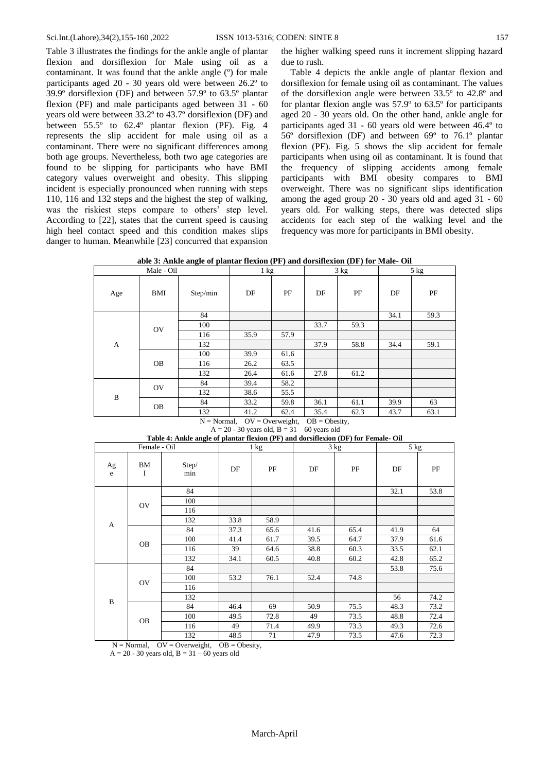Table 3 illustrates the findings for the ankle angle of plantar flexion and dorsiflexion for Male using oil as a contaminant. It was found that the ankle angle (º) for male participants aged 20 - 30 years old were between 26.2º to 39.9º dorsiflexion (DF) and between 57.9º to 63.5º plantar flexion (PF) and male participants aged between 31 - 60 years old were between 33.2º to 43.7º dorsiflexion (DF) and between 55.5º to 62.4º plantar flexion (PF). Fig. 4 represents the slip accident for male using oil as a contaminant. There were no significant differences among both age groups. Nevertheless, both two age categories are found to be slipping for participants who have BMI category values overweight and obesity. This slipping incident is especially pronounced when running with steps 110, 116 and 132 steps and the highest the step of walking, was the riskiest steps compare to others' step level. According to [22], states that the current speed is causing high heel contact speed and this condition makes slips danger to human. Meanwhile [23] concurred that expansion the higher walking speed runs it increment slipping hazard due to rush.

Table 4 depicts the ankle angle of plantar flexion and dorsiflexion for female using oil as contaminant. The values of the dorsiflexion angle were between 33.5º to 42.8º and for plantar flexion angle was 57.9º to 63.5º for participants aged 20 - 30 years old. On the other hand, ankle angle for participants aged 31 - 60 years old were between 46.4º to 56º dorsiflexion (DF) and between 69º to 76.1º plantar flexion (PF). Fig. 5 shows the slip accident for female participants when using oil as contaminant. It is found that the frequency of slipping accidents among female participants with BMI obesity compares to BMI overweight. There was no significant slips identification among the aged group 20 - 30 years old and aged 31 - 60 years old. For walking steps, there was detected slips accidents for each step of the walking level and the frequency was more for participants in BMI obesity.

**able 3: Ankle angle of plantar flexion (PF) and dorsiflexion (DF) for Male- Oil**

| Male - Oil | | | 1 kg | | 3 kg | | 5 kg | |
|---|---|---|---|---|---|---|---|---|
| Age | BMI | Step/min | DF | PF | DF | PF | DF | PF |
| A | OV | 84 | | | | | 34.1 | 59.3 |
| | | 100 | | | 33.7 | 59.3 | | |
| | | 116 | 35.9 | 57.9 | | | | |
| | | 132 | | | 37.9 | 58.8 | 34.4 | 59.1 |
| | OB | 100 | 39.9 | 61.6 | | | | |
| | | 116 | 26.2 | 63.5 | | | | |
| | | 132 | 26.4 | 61.6 | 27.8 | 61.2 | | |
| B | OV | 84 | 39.4 | 58.2 | | | | |
| | | 132 | 38.6 | 55.5 | | | | |
| | OB | 84 | 33.2 | 59.8 | 36.1 | 61.1 | 39.9 | 63 |
| | | 132 | 41.2 | 62.4 | 35.4 | 62.3 | 43.7 | 63.1 |

N = Normal, OV = Overweight, OB = Obesity,
A = 20 - 30 years old, B = 31 – 60 years old

**Table 4: Ankle angle of plantar flexion (PF) and dorsiflexion (DF) for Female- Oil**

| Female - Oil | | | 1 kg | | 3 kg | | 5 kg | |
|---|---|---|---|---|---|---|---|---|
| Age | BMI | Step/min | DF | PF | DF | PF | DF | PF |
| A | OV | 84 | | | | | 32.1 | 53.8 |
| | | 100 | | | | | | |
| | | 116 | | | | | | |
| | | 132 | 33.8 | 58.9 | | | | |
| | OB | 84 | 37.3 | 65.6 | 41.6 | 65.4 | 41.9 | 64 |
| | | 100 | 41.4 | 61.7 | 39.5 | 64.7 | 37.9 | 61.6 |
| | | 116 | 39 | 64.6 | 38.8 | 60.3 | 33.5 | 62.1 |
| | | 132 | 34.1 | 60.5 | 40.8 | 60.2 | 42.8 | 65.2 |
| B | OV | 84 | | | | | 53.8 | 75.6 |
| | | 100 | 53.2 | 76.1 | 52.4 | 74.8 | | |
| | | 116 | | | | | | |
| | | 132 | | | | | 56 | 74.2 |
| | OB | 84 | 46.4 | 69 | 50.9 | 75.5 | 48.3 | 73.2 |
| | | 100 | 49.5 | 72.8 | 49 | 73.5 | 48.8 | 72.4 |
| | | 116 | 49 | 71.4 | 49.9 | 73.3 | 49.3 | 72.6 |
| | | 132 | 48.5 | 71 | 47.9 | 73.5 | 47.6 | 72.3 |

N = Normal, OV = Overweight, OB = Obesity,
A = 20 - 30 years old, B = 31 – 60 years old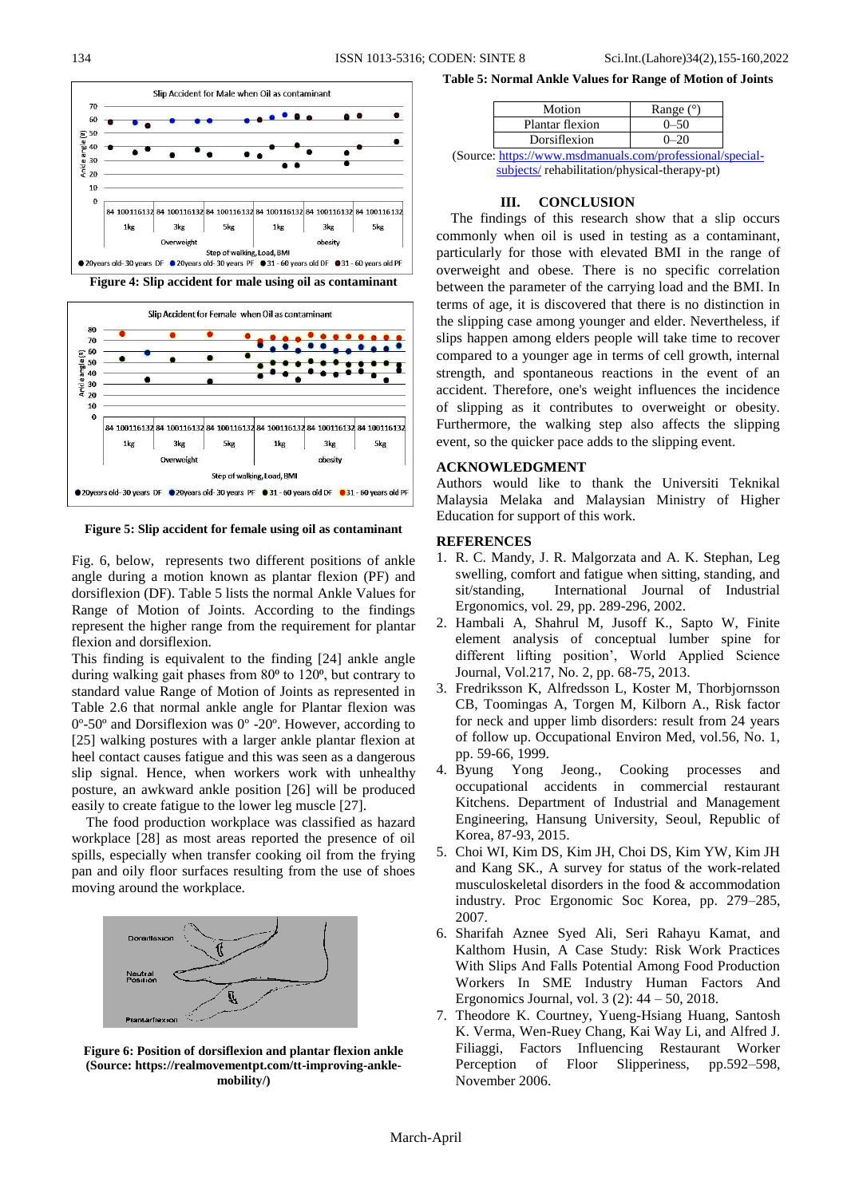Figure 4: Slip accident for male using oil as contaminant

Figure 5: Slip accident for female using oil as contaminant

Fig. 6, below, represents two different positions of ankle angle during a motion known as plantar flexion (PF) and dorsiflexion (DF). Table 5 lists the normal Ankle Values for Range of Motion of Joints. According to the findings represent the higher range from the requirement for plantar flexion and dorsiflexion.

This finding is equivalent to the finding [24] ankle angle during walking gait phases from 80º to 120º, but contrary to standard value Range of Motion of Joints as represented in Table 2.6 that normal ankle angle for Plantar flexion was 0º-50º and Dorsiflexion was 0º -20º. However, according to [25] walking postures with a larger ankle plantar flexion at heel contact causes fatigue and this was seen as a dangerous slip signal. Hence, when workers work with unhealthy posture, an awkward ankle position [26] will be produced easily to create fatigue to the lower leg muscle [27].

The food production workplace was classified as hazard workplace [28] as most areas reported the presence of oil spills, especially when transfer cooking oil from the frying pan and oily floor surfaces resulting from the use of shoes moving around the workplace.

Figure 6: Position of dorsiflexion and plantar flexion ankle (Source: https://realmovementpt.com/tt-improving-ankle-mobility/)

**Table 5: Normal Ankle Values for Range of Motion of Joints**

| Motion | Range (°) |
|---|---|
| Plantar flexion | 0–50 |
| Dorsiflexion | 0–20 |

(Source: https://www.msdmanuals.com/professional/special-subjects/ rehabilitation/physical-therapy-pt)

## III. CONCLUSION

The findings of this research show that a slip occurs commonly when oil is used in testing as a contaminant, particularly for those with elevated BMI in the range of overweight and obese. There is no specific correlation between the parameter of the carrying load and the BMI. In terms of age, it is discovered that there is no distinction in the slipping case among younger and elder. Nevertheless, if slips happen among elders people will take time to recover compared to a younger age in terms of cell growth, internal strength, and spontaneous reactions in the event of an accident. Therefore, one's weight influences the incidence of slipping as it contributes to overweight or obesity. Furthermore, the walking step also affects the slipping event, so the quicker pace adds to the slipping event.

## ACKNOWLEDGMENT

Authors would like to thank the Universiti Teknikal Malaysia Melaka and Malaysian Ministry of Higher Education for support of this work.

## REFERENCES

1. R. C. Mandy, J. R. Malgorzata and A. K. Stephan, Leg swelling, comfort and fatigue when sitting, standing, and sit/standing, International Journal of Industrial Ergonomics, vol. 29, pp. 289-296, 2002.
2. Hambali A, Shahrul M, Jusoff K., Sapto W, Finite element analysis of conceptual lumber spine for different lifting position', World Applied Science Journal, Vol.217, No. 2, pp. 68-75, 2013.
3. Fredriksson K, Alfredsson L, Koster M, Thorbjornsson CB, Toomingas A, Torgen M, Kilborn A., Risk factor for neck and upper limb disorders: result from 24 years of follow up. Occupational Environ Med, vol.56, No. 1, pp. 59-66, 1999.
4. Byung Yong Jeong., Cooking processes and occupational accidents in commercial restaurant Kitchens. Department of Industrial and Management Engineering, Hansung University, Seoul, Republic of Korea, 87-93, 2015.
5. Choi WI, Kim DS, Kim JH, Choi DS, Kim YW, Kim JH and Kang SK., A survey for status of the work-related musculoskeletal disorders in the food & accommodation industry. Proc Ergonomic Soc Korea, pp. 279–285, 2007.
6. Sharifah Aznee Syed Ali, Seri Rahayu Kamat, and Kalthom Husin, A Case Study: Risk Work Practices With Slips And Falls Potential Among Food Production Workers In SME Industry Human Factors And Ergonomics Journal, vol. 3 (2): 44 – 50, 2018.
7. Theodore K. Courtney, Yueng-Hsiang Huang, Santosh K. Verma, Wen-Ruey Chang, Kai Way Li, and Alfred J. Filiaggi, Factors Influencing Restaurant Worker Perception of Floor Slipperiness, pp.592–598, November 2006.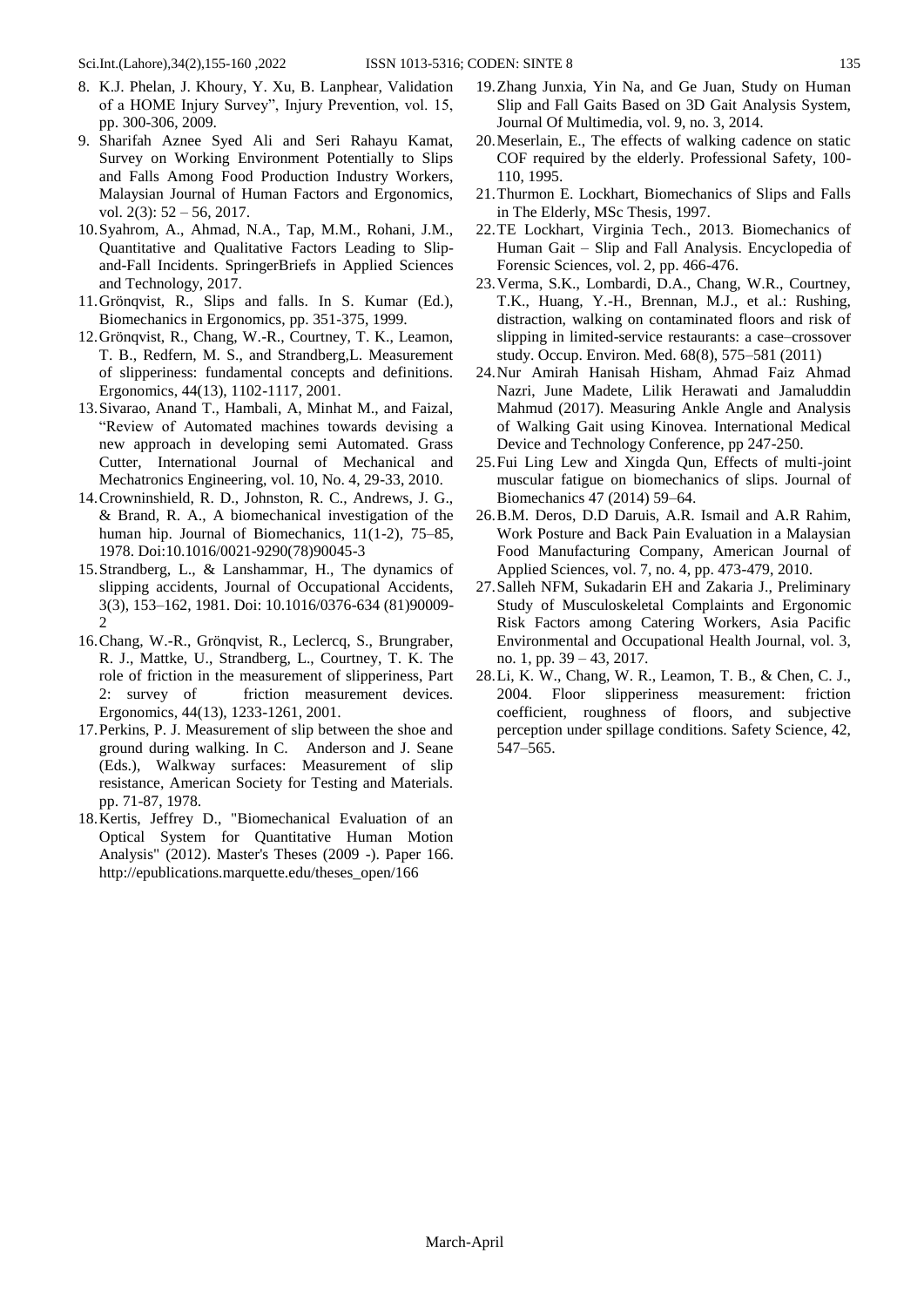8. K.J. Phelan, J. Khoury, Y. Xu, B. Lanphear, Validation of a HOME Injury Survey", Injury Prevention, vol. 15, pp. 300-306, 2009.
9. Sharifah Aznee Syed Ali and Seri Rahayu Kamat, Survey on Working Environment Potentially to Slips and Falls Among Food Production Industry Workers, Malaysian Journal of Human Factors and Ergonomics, vol. 2(3): 52 – 56, 2017.
10. Syahrom, A., Ahmad, N.A., Tap, M.M., Rohani, J.M., Quantitative and Qualitative Factors Leading to Slip-and-Fall Incidents. SpringerBriefs in Applied Sciences and Technology, 2017.
11. Grönqvist, R., Slips and falls. In S. Kumar (Ed.), Biomechanics in Ergonomics, pp. 351-375, 1999.
12. Grönqvist, R., Chang, W.-R., Courtney, T. K., Leamon, T. B., Redfern, M. S., and Strandberg,L. Measurement of slipperiness: fundamental concepts and definitions. Ergonomics, 44(13), 1102-1117, 2001.
13. Sivarao, Anand T., Hambali, A, Minhat M., and Faizal, "Review of Automated machines towards devising a new approach in developing semi Automated. Grass Cutter, International Journal of Mechanical and Mechatronics Engineering, vol. 10, No. 4, 29-33, 2010.
14. Crowninshield, R. D., Johnston, R. C., Andrews, J. G., & Brand, R. A., A biomechanical investigation of the human hip. Journal of Biomechanics, 11(1-2), 75–85, 1978. Doi:10.1016/0021-9290(78)90045-3
15. Strandberg, L., & Lanshammar, H., The dynamics of slipping accidents, Journal of Occupational Accidents, 3(3), 153–162, 1981. Doi: 10.1016/0376-634 (81)90009-2
16. Chang, W.-R., Grönqvist, R., Leclercq, S., Brungraber, R. J., Mattke, U., Strandberg, L., Courtney, T. K. The role of friction in the measurement of slipperiness, Part 2: survey of friction measurement devices. Ergonomics, 44(13), 1233-1261, 2001.
17. Perkins, P. J. Measurement of slip between the shoe and ground during walking. In C. Anderson and J. Seane (Eds.), Walkway surfaces: Measurement of slip resistance, American Society for Testing and Materials. pp. 71-87, 1978.
18. Kertis, Jeffrey D., "Biomechanical Evaluation of an Optical System for Quantitative Human Motion Analysis" (2012). Master's Theses (2009 -). Paper 166. http://epublications.marquette.edu/theses_open/166
19. Zhang Junxia, Yin Na, and Ge Juan, Study on Human Slip and Fall Gaits Based on 3D Gait Analysis System, Journal Of Multimedia, vol. 9, no. 3, 2014.
20. Meserlain, E., The effects of walking cadence on static COF required by the elderly. Professional Safety, 100-110, 1995.
21. Thurmon E. Lockhart, Biomechanics of Slips and Falls in The Elderly, MSc Thesis, 1997.
22. TE Lockhart, Virginia Tech., 2013. Biomechanics of Human Gait – Slip and Fall Analysis. Encyclopedia of Forensic Sciences, vol. 2, pp. 466-476.
23. Verma, S.K., Lombardi, D.A., Chang, W.R., Courtney, T.K., Huang, Y.-H., Brennan, M.J., et al.: Rushing, distraction, walking on contaminated floors and risk of slipping in limited-service restaurants: a case–crossover study. Occup. Environ. Med. 68(8), 575–581 (2011)
24. Nur Amirah Hanisah Hisham, Ahmad Faiz Ahmad Nazri, June Madete, Lilik Herawati and Jamaluddin Mahmud (2017). Measuring Ankle Angle and Analysis of Walking Gait using Kinovea. International Medical Device and Technology Conference, pp 247-250.
25. Fui Ling Lew and Xingda Qun, Effects of multi-joint muscular fatigue on biomechanics of slips. Journal of Biomechanics 47 (2014) 59–64.
26. B.M. Deros, D.D Daruis, A.R. Ismail and A.R Rahim, Work Posture and Back Pain Evaluation in a Malaysian Food Manufacturing Company, American Journal of Applied Sciences, vol. 7, no. 4, pp. 473-479, 2010.
27. Salleh NFM, Sukadarin EH and Zakaria J., Preliminary Study of Musculoskeletal Complaints and Ergonomic Risk Factors among Catering Workers, Asia Pacific Environmental and Occupational Health Journal, vol. 3, no. 1, pp. 39 – 43, 2017.
28. Li, K. W., Chang, W. R., Leamon, T. B., & Chen, C. J., 2004. Floor slipperiness measurement: friction coefficient, roughness of floors, and subjective perception under spillage conditions. Safety Science, 42, 547–565.